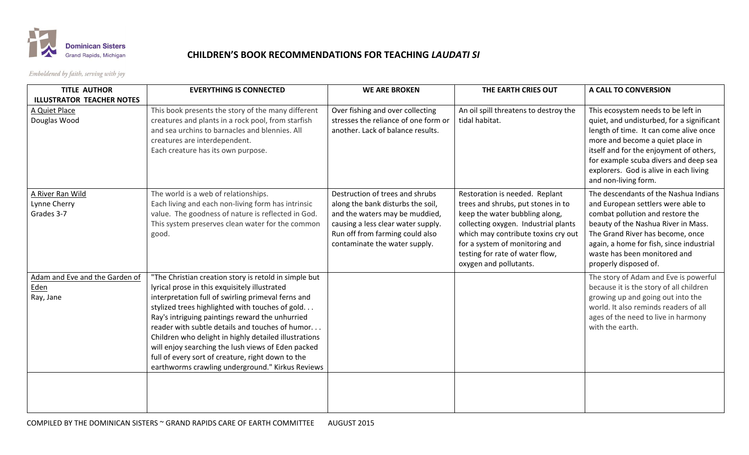Dominican Sisters
Grand Rapids, Michigan

*Emboldened by faith, serving with joy*

# CHILDREN'S BOOK RECOMMENDATIONS FOR TEACHING *LAUDATI SI*

| TITLE AUTHOR ILLUSTRATOR TEACHER NOTES | EVERYTHING IS CONNECTED | WE ARE BROKEN | THE EARTH CRIES OUT | A CALL TO CONVERSION |
|---|---|---|---|---|
| A Quiet Place<br>Douglas Wood | This book presents the story of the many different creatures and plants in a rock pool, from starfish and sea urchins to barnacles and blennies. All creatures are interdependent.<br>Each creature has its own purpose. | Over fishing and over collecting stresses the reliance of one form or another. Lack of balance results. | An oil spill threatens to destroy the tidal habitat. | This ecosystem needs to be left in quiet, and undisturbed, for a significant length of time. It can come alive once more and become a quiet place in itself and for the enjoyment of others, for example scuba divers and deep sea explorers. God is alive in each living and non-living form. |
| A River Ran Wild<br>Lynne Cherry<br>Grades 3-7 | The world is a web of relationships.<br>Each living and each non-living form has intrinsic value. The goodness of nature is reflected in God. This system preserves clean water for the common good. | Destruction of trees and shrubs along the bank disturbs the soil, and the waters may be muddied, causing a less clear water supply. Run off from farming could also contaminate the water supply. | Restoration is needed. Replant trees and shrubs, put stones in to keep the water bubbling along, collecting oxygen. Industrial plants which may contribute toxins cry out for a system of monitoring and testing for rate of water flow, oxygen and pollutants. | The descendants of the Nashua Indians and European settlers were able to combat pollution and restore the beauty of the Nashua River in Mass. The Grand River has become, once again, a home for fish, since industrial waste has been monitored and properly disposed of. |
| Adam and Eve and the Garden of Eden<br>Ray, Jane | "The Christian creation story is retold in simple but lyrical prose in this exquisitely illustrated interpretation full of swirling primeval ferns and stylized trees highlighted with touches of gold. . . Ray's intriguing paintings reward the unhurried reader with subtle details and touches of humor. . . Children who delight in highly detailed illustrations will enjoy searching the lush views of Eden packed full of every sort of creature, right down to the earthworms crawling underground." Kirkus Reviews | | | The story of Adam and Eve is powerful because it is the story of all children growing up and going out into the world. It also reminds readers of all ages of the need to live in harmony with the earth. |
| | | | | |

COMPILED BY THE DOMINICAN SISTERS ~ GRAND RAPIDS CARE OF EARTH COMMITTEE AUGUST 2015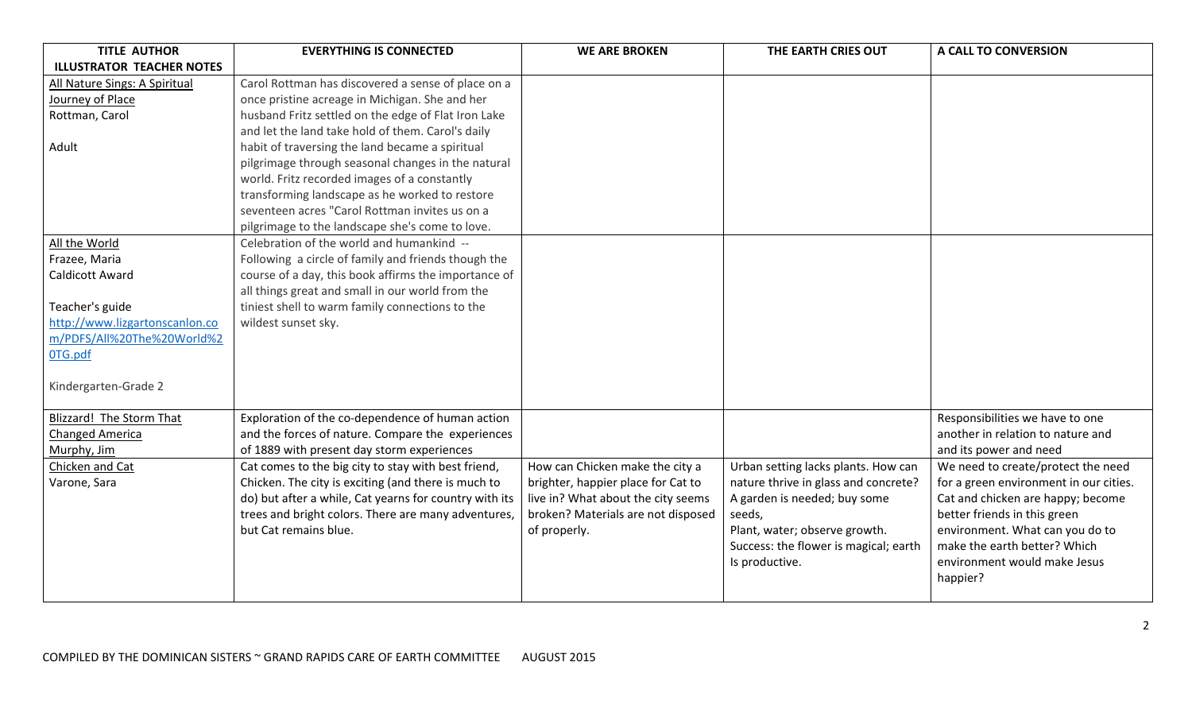| TITLE AUTHOR ILLUSTRATOR TEACHER NOTES | EVERYTHING IS CONNECTED | WE ARE BROKEN | THE EARTH CRIES OUT | A CALL TO CONVERSION |
|---|---|---|---|---|
| All Nature Sings: A Spiritual Journey of Place<br>Rottman, Carol<br><br>Adult | Carol Rottman has discovered a sense of place on a once pristine acreage in Michigan. She and her husband Fritz settled on the edge of Flat Iron Lake and let the land take hold of them. Carol's daily habit of traversing the land became a spiritual pilgrimage through seasonal changes in the natural world. Fritz recorded images of a constantly transforming landscape as he worked to restore seventeen acres "Carol Rottman invites us on a pilgrimage to the landscape she's come to love. | | | |
| All the World<br>Frazee, Maria<br>Caldicott Award<br><br>Teacher's guide<br>http://www.lizgartonscanlon.com/PDFS/All%20The%20World%20TG.pdf<br><br>Kindergarten-Grade 2 | Celebration of the world and humankind -- Following a circle of family and friends though the course of a day, this book affirms the importance of all things great and small in our world from the tiniest shell to warm family connections to the wildest sunset sky. | | | |
| Blizzard! The Storm That Changed America<br>Murphy, Jim | Exploration of the co-dependence of human action and the forces of nature. Compare the experiences of 1889 with present day storm experiences | | | Responsibilities we have to one another in relation to nature and its power and need |
| Chicken and Cat<br>Varone, Sara | Cat comes to the big city to stay with best friend, Chicken. The city is exciting (and there is much to do) but after a while, Cat yearns for country with its trees and bright colors. There are many adventures, but Cat remains blue. | How can Chicken make the city a brighter, happier place for Cat to live in? What about the city seems broken? Materials are not disposed of properly. | Urban setting lacks plants. How can nature thrive in glass and concrete? A garden is needed; buy some seeds,<br>Plant, water; observe growth.<br>Success: the flower is magical; earth Is productive. | We need to create/protect the need for a green environment in our cities. Cat and chicken are happy; become better friends in this green environment. What can you do to make the earth better? Which environment would make Jesus happier? |

COMPILED BY THE DOMINICAN SISTERS ~ GRAND RAPIDS CARE OF EARTH COMMITTEE AUGUST 2015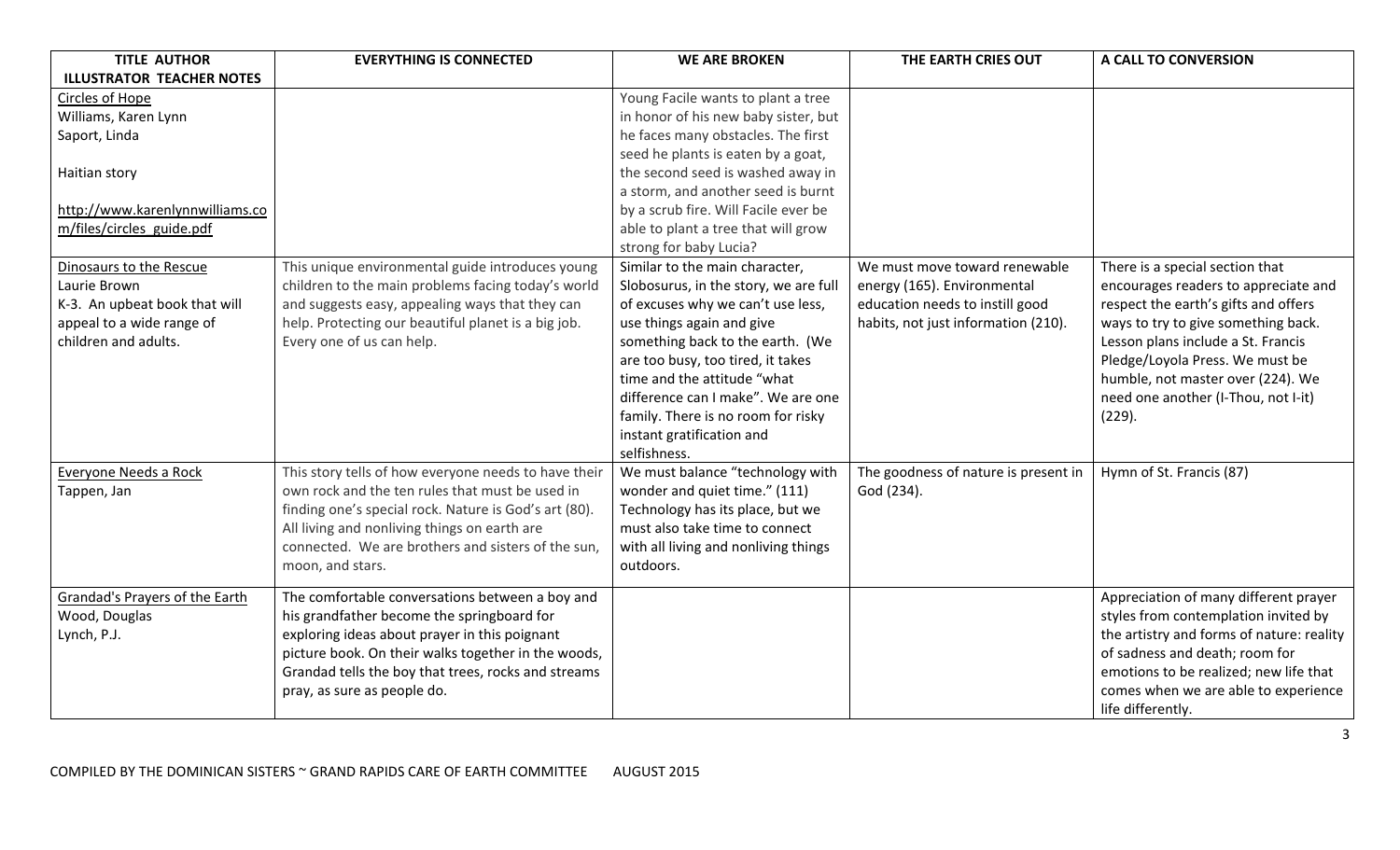| TITLE AUTHOR ILLUSTRATOR TEACHER NOTES | EVERYTHING IS CONNECTED | WE ARE BROKEN | THE EARTH CRIES OUT | A CALL TO CONVERSION |
|---|---|---|---|---|
| Circles of Hope<br>Williams, Karen Lynn<br>Saport, Linda<br><br>Haitian story<br><br>http://www.karenlynnwilliams.com/files/circles_guide.pdf | | Young Facile wants to plant a tree in honor of his new baby sister, but he faces many obstacles. The first seed he plants is eaten by a goat, the second seed is washed away in a storm, and another seed is burnt by a scrub fire. Will Facile ever be able to plant a tree that will grow strong for baby Lucia? | | |
| Dinosaurs to the Rescue<br>Laurie Brown<br>K-3. An upbeat book that will appeal to a wide range of children and adults. | This unique environmental guide introduces young children to the main problems facing today's world and suggests easy, appealing ways that they can help. Protecting our beautiful planet is a big job. Every one of us can help. | Similar to the main character, Slobosurus, in the story, we are full of excuses why we can't use less, use things again and give something back to the earth. (We are too busy, too tired, it takes time and the attitude "what difference can I make". We are one family. There is no room for risky instant gratification and selfishness. | We must move toward renewable energy (165). Environmental education needs to instill good habits, not just information (210). | There is a special section that encourages readers to appreciate and respect the earth's gifts and offers ways to try to give something back. Lesson plans include a St. Francis Pledge/Loyola Press. We must be humble, not master over (224). We need one another (I-Thou, not I-it) (229). |
| Everyone Needs a Rock<br>Tappen, Jan | This story tells of how everyone needs to have their own rock and the ten rules that must be used in finding one's special rock. Nature is God's art (80). All living and nonliving things on earth are connected. We are brothers and sisters of the sun, moon, and stars. | We must balance "technology with wonder and quiet time." (111) Technology has its place, but we must also take time to connect with all living and nonliving things outdoors. | The goodness of nature is present in God (234). | Hymn of St. Francis (87) |
| Grandad's Prayers of the Earth<br>Wood, Douglas<br>Lynch, P.J. | The comfortable conversations between a boy and his grandfather become the springboard for exploring ideas about prayer in this poignant picture book. On their walks together in the woods, Grandad tells the boy that trees, rocks and streams pray, as sure as people do. | | | Appreciation of many different prayer styles from contemplation invited by the artistry and forms of nature: reality of sadness and death; room for emotions to be realized; new life that comes when we are able to experience life differently. |

COMPILED BY THE DOMINICAN SISTERS ~ GRAND RAPIDS CARE OF EARTH COMMITTEE AUGUST 2015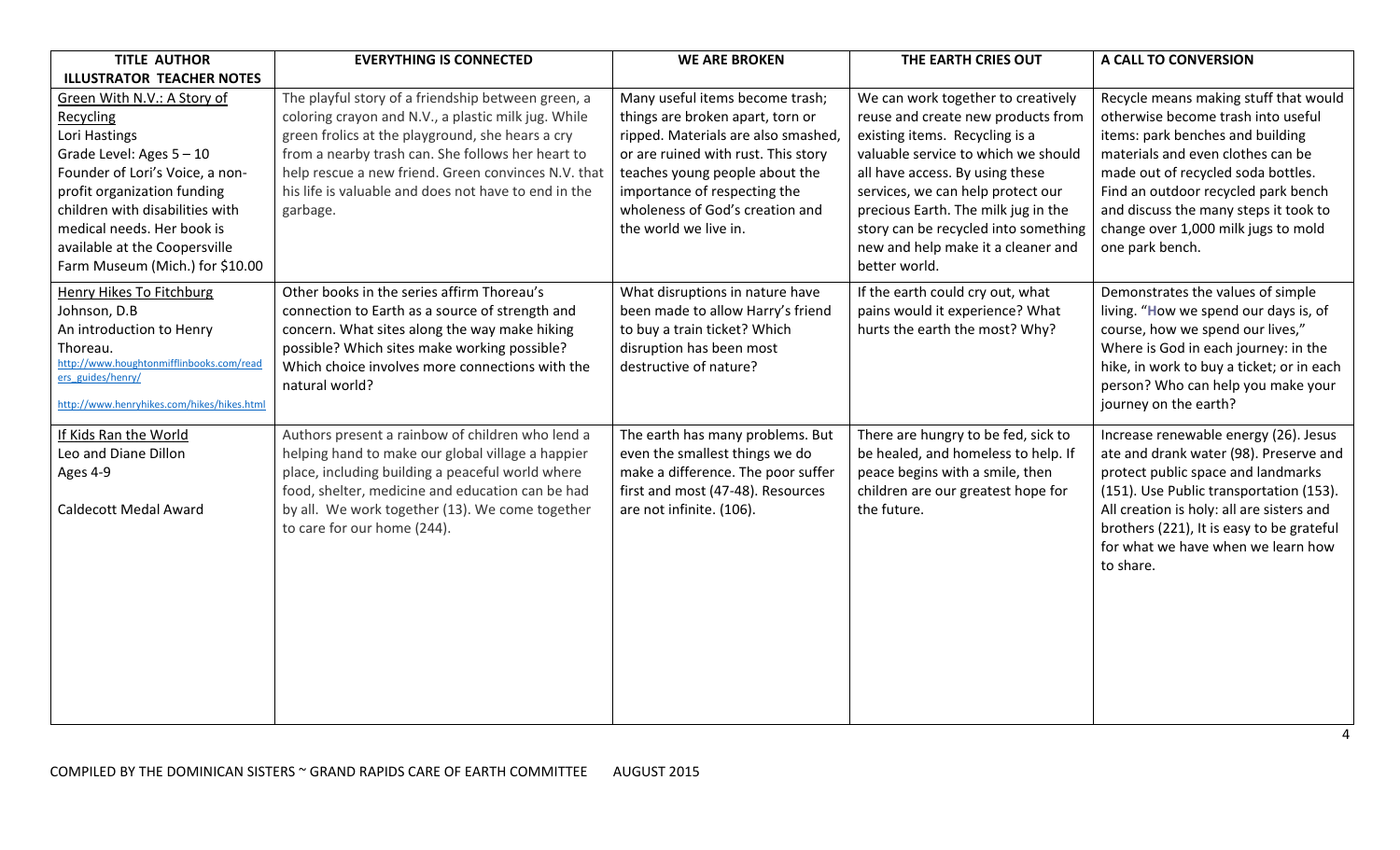| TITLE AUTHOR ILLUSTRATOR TEACHER NOTES | EVERYTHING IS CONNECTED | WE ARE BROKEN | THE EARTH CRIES OUT | A CALL TO CONVERSION |
|---|---|---|---|---|
| Green With N.V.: A Story of Recycling<br>Lori Hastings<br>Grade Level: Ages 5 – 10<br>Founder of Lori's Voice, a non-profit organization funding children with disabilities with medical needs. Her book is available at the Coopersville Farm Museum (Mich.) for $10.00 | The playful story of a friendship between green, a coloring crayon and N.V., a plastic milk jug. While green frolics at the playground, she hears a cry from a nearby trash can. She follows her heart to help rescue a new friend. Green convinces N.V. that his life is valuable and does not have to end in the garbage. | Many useful items become trash; things are broken apart, torn or ripped. Materials are also smashed, or are ruined with rust. This story teaches young people about the importance of respecting the wholeness of God's creation and the world we live in. | We can work together to creatively reuse and create new products from existing items. Recycling is a valuable service to which we should all have access. By using these services, we can help protect our precious Earth. The milk jug in the story can be recycled into something new and help make it a cleaner and better world. | Recycle means making stuff that would otherwise become trash into useful items: park benches and building materials and even clothes can be made out of recycled soda bottles. Find an outdoor recycled park bench and discuss the many steps it took to change over 1,000 milk jugs to mold one park bench. |
| Henry Hikes To Fitchburg<br>Johnson, D.B<br>An introduction to Henry Thoreau.<br>http://www.houghtonmifflinbooks.com/readers_guides/henry/<br>http://www.henryhikes.com/hikes/hikes.html | Other books in the series affirm Thoreau's connection to Earth as a source of strength and concern. What sites along the way make hiking possible? Which sites make working possible? Which choice involves more connections with the natural world? | What disruptions in nature have been made to allow Harry's friend to buy a train ticket? Which disruption has been most destructive of nature? | If the earth could cry out, what pains would it experience? What hurts the earth the most? Why? | Demonstrates the values of simple living. "How we spend our days is, of course, how we spend our lives," Where is God in each journey: in the hike, in work to buy a ticket; or in each person? Who can help you make your journey on the earth? |
| If Kids Ran the World<br>Leo and Diane Dillon<br>Ages 4-9<br><br>Caldecott Medal Award | Authors present a rainbow of children who lend a helping hand to make our global village a happier place, including building a peaceful world where food, shelter, medicine and education can be had by all. We work together (13). We come together to care for our home (244). | The earth has many problems. But even the smallest things we do make a difference. The poor suffer first and most (47-48). Resources are not infinite. (106). | There are hungry to be fed, sick to be healed, and homeless to help. If peace begins with a smile, then children are our greatest hope for the future. | Increase renewable energy (26). Jesus ate and drank water (98). Preserve and protect public space and landmarks (151). Use Public transportation (153). All creation is holy: all are sisters and brothers (221), It is easy to be grateful for what we have when we learn how to share. |

COMPILED BY THE DOMINICAN SISTERS ~ GRAND RAPIDS CARE OF EARTH COMMITTEE AUGUST 2015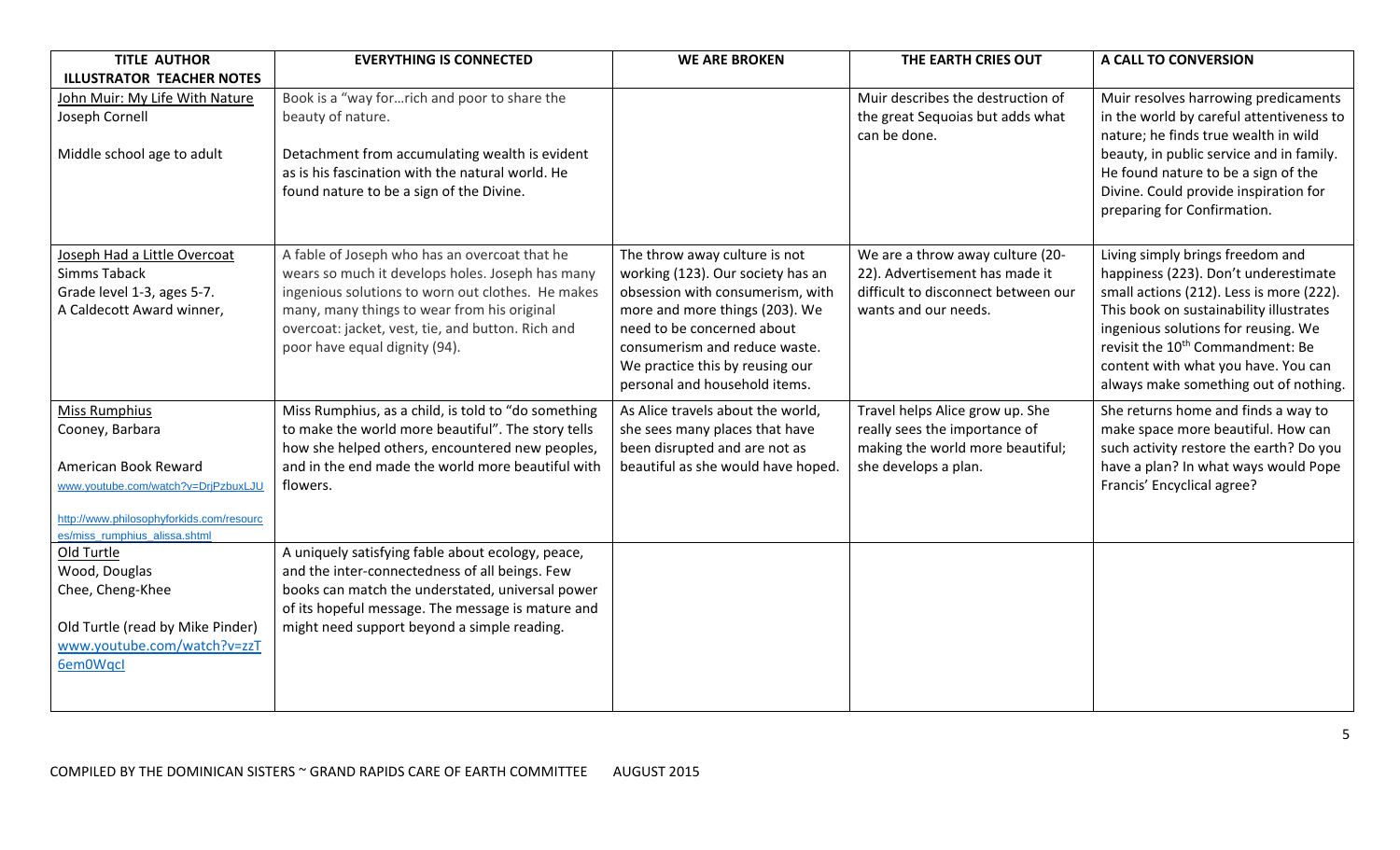| TITLE AUTHOR ILLUSTRATOR TEACHER NOTES | EVERYTHING IS CONNECTED | WE ARE BROKEN | THE EARTH CRIES OUT | A CALL TO CONVERSION |
|---|---|---|---|---|
| John Muir: My Life With Nature<br>Joseph Cornell<br><br>Middle school age to adult | Book is a "way for…rich and poor to share the beauty of nature.<br><br>Detachment from accumulating wealth is evident as is his fascination with the natural world. He found nature to be a sign of the Divine. | | Muir describes the destruction of the great Sequoias but adds what can be done. | Muir resolves harrowing predicaments in the world by careful attentiveness to nature; he finds true wealth in wild beauty, in public service and in family. He found nature to be a sign of the Divine. Could provide inspiration for preparing for Confirmation. |
| Joseph Had a Little Overcoat<br>Simms Taback<br>Grade level 1-3, ages 5-7.<br>A Caldecott Award winner, | A fable of Joseph who has an overcoat that he wears so much it develops holes. Joseph has many ingenious solutions to worn out clothes. He makes many, many things to wear from his original overcoat: jacket, vest, tie, and button. Rich and poor have equal dignity (94). | The throw away culture is not working (123). Our society has an obsession with consumerism, with more and more things (203). We need to be concerned about consumerism and reduce waste. We practice this by reusing our personal and household items. | We are a throw away culture (20-22). Advertisement has made it difficult to disconnect between our wants and our needs. | Living simply brings freedom and happiness (223). Don't underestimate small actions (212). Less is more (222). This book on sustainability illustrates ingenious solutions for reusing. We revisit the 10th Commandment: Be content with what you have. You can always make something out of nothing. |
| Miss Rumphius<br>Cooney, Barbara<br><br>American Book Reward<br>www.youtube.com/watch?v=DrjPzbuxLJU<br><br>http://www.philosophyforkids.com/resources/miss_rumphius_alissa.shtml | Miss Rumphius, as a child, is told to "do something to make the world more beautiful". The story tells how she helped others, encountered new peoples, and in the end made the world more beautiful with flowers. | As Alice travels about the world, she sees many places that have been disrupted and are not as beautiful as she would have hoped. | Travel helps Alice grow up. She really sees the importance of making the world more beautiful; she develops a plan. | She returns home and finds a way to make space more beautiful. How can such activity restore the earth? Do you have a plan? In what ways would Pope Francis' Encyclical agree? |
| Old Turtle<br>Wood, Douglas<br>Chee, Cheng-Khee<br><br>Old Turtle (read by Mike Pinder)<br>www.youtube.com/watch?v=zzT6em0WqcI | A uniquely satisfying fable about ecology, peace, and the inter-connectedness of all beings. Few books can match the understated, universal power of its hopeful message. The message is mature and might need support beyond a simple reading. | | | |

COMPILED BY THE DOMINICAN SISTERS ~ GRAND RAPIDS CARE OF EARTH COMMITTEE AUGUST 2015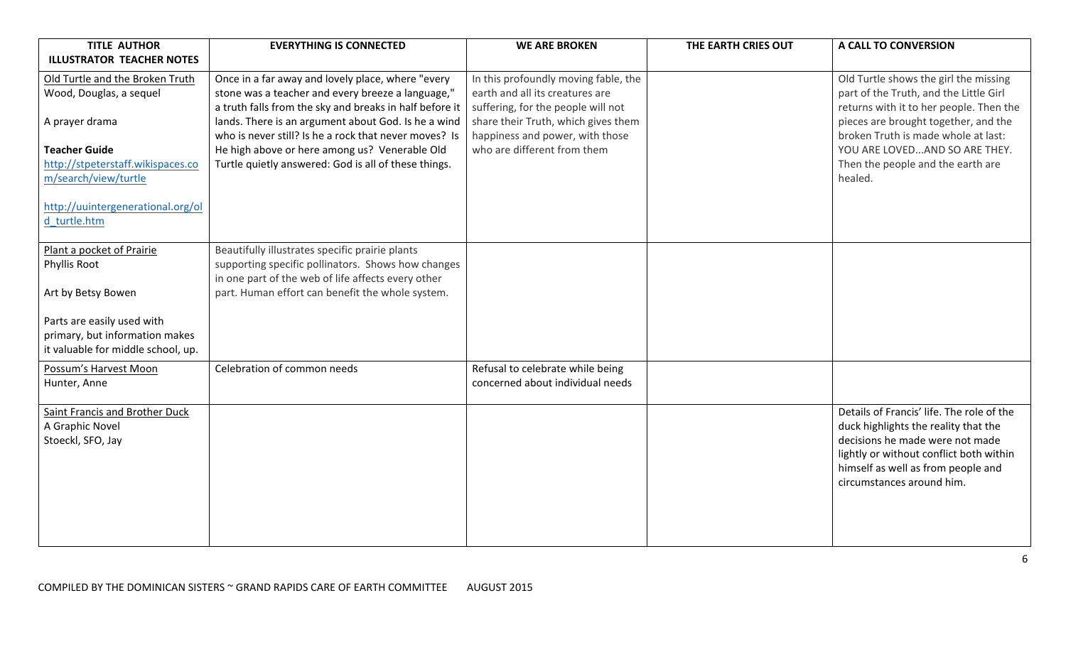| TITLE AUTHOR ILLUSTRATOR TEACHER NOTES | EVERYTHING IS CONNECTED | WE ARE BROKEN | THE EARTH CRIES OUT | A CALL TO CONVERSION |
|---|---|---|---|---|
| Old Turtle and the Broken Truth<br>Wood, Douglas, a sequel<br><br>A prayer drama<br><br>**Teacher Guide**<br>http://stpeterstaff.wikispaces.com/search/view/turtle<br><br>http://uuintergenerational.org/old_turtle.htm | Once in a far away and lovely place, where "every stone was a teacher and every breeze a language," a truth falls from the sky and breaks in half before it lands. There is an argument about God. Is he a wind who is never still? Is he a rock that never moves? Is He high above or here among us? Venerable Old Turtle quietly answered: God is all of these things. | In this profoundly moving fable, the earth and all its creatures are suffering, for the people will not share their Truth, which gives them happiness and power, with those who are different from them | | Old Turtle shows the girl the missing part of the Truth, and the Little Girl returns with it to her people. Then the pieces are brought together, and the broken Truth is made whole at last: YOU ARE LOVED...AND SO ARE THEY. Then the people and the earth are healed. |
| Plant a pocket of Prairie<br>Phyllis Root<br><br>Art by Betsy Bowen<br><br>Parts are easily used with primary, but information makes it valuable for middle school, up. | Beautifully illustrates specific prairie plants supporting specific pollinators. Shows how changes in one part of the web of life affects every other part. Human effort can benefit the whole system. | | | |
| Possum's Harvest Moon<br>Hunter, Anne | Celebration of common needs | Refusal to celebrate while being concerned about individual needs | | |
| Saint Francis and Brother Duck<br>A Graphic Novel<br>Stoeckl, SFO, Jay | | | | Details of Francis' life. The role of the duck highlights the reality that the decisions he made were not made lightly or without conflict both within himself as well as from people and circumstances around him. |

COMPILED BY THE DOMINICAN SISTERS ~ GRAND RAPIDS CARE OF EARTH COMMITTEE AUGUST 2015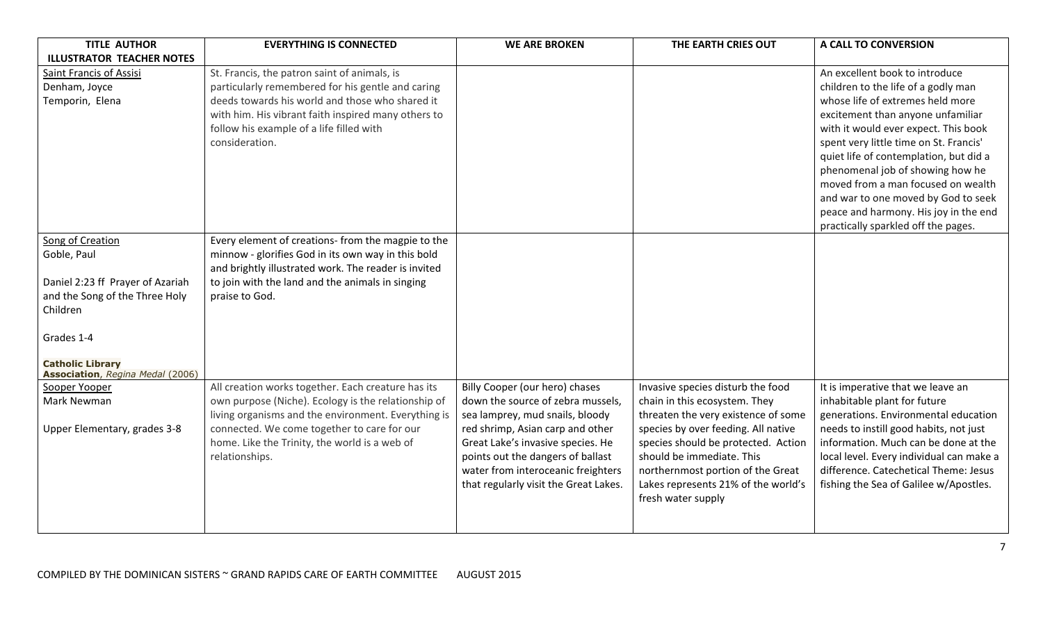| TITLE AUTHOR ILLUSTRATOR TEACHER NOTES | EVERYTHING IS CONNECTED | WE ARE BROKEN | THE EARTH CRIES OUT | A CALL TO CONVERSION |
|---|---|---|---|---|
| Saint Francis of Assisi<br>Denham, Joyce<br>Temporin, Elena | St. Francis, the patron saint of animals, is particularly remembered for his gentle and caring deeds towards his world and those who shared it with him. His vibrant faith inspired many others to follow his example of a life filled with consideration. | | | An excellent book to introduce children to the life of a godly man whose life of extremes held more excitement than anyone unfamiliar with it would ever expect. This book spent very little time on St. Francis' quiet life of contemplation, but did a phenomenal job of showing how he moved from a man focused on wealth and war to one moved by God to seek peace and harmony. His joy in the end practically sparkled off the pages. |
| Song of Creation<br>Goble, Paul<br><br>Daniel 2:23 ff Prayer of Azariah and the Song of the Three Holy Children<br><br>Grades 1-4<br><br>**Catholic Library Association**, *Regina Medal* (2006) | Every element of creations- from the magpie to the minnow - glorifies God in its own way in this bold and brightly illustrated work. The reader is invited to join with the land and the animals in singing praise to God. | | | |
| Sooper Yooper<br>Mark Newman<br><br>Upper Elementary, grades 3-8 | All creation works together. Each creature has its own purpose (Niche). Ecology is the relationship of living organisms and the environment. Everything is connected. We come together to care for our home. Like the Trinity, the world is a web of relationships. | Billy Cooper (our hero) chases down the source of zebra mussels, sea lamprey, mud snails, bloody red shrimp, Asian carp and other Great Lake's invasive species. He points out the dangers of ballast water from interoceanic freighters that regularly visit the Great Lakes. | Invasive species disturb the food chain in this ecosystem. They threaten the very existence of some species by over feeding. All native species should be protected. Action should be immediate. This northernmost portion of the Great Lakes represents 21% of the world's fresh water supply | It is imperative that we leave an inhabitable plant for future generations. Environmental education needs to instill good habits, not just information. Much can be done at the local level. Every individual can make a difference. Catechetical Theme: Jesus fishing the Sea of Galilee w/Apostles. |

COMPILED BY THE DOMINICAN SISTERS ~ GRAND RAPIDS CARE OF EARTH COMMITTEE AUGUST 2015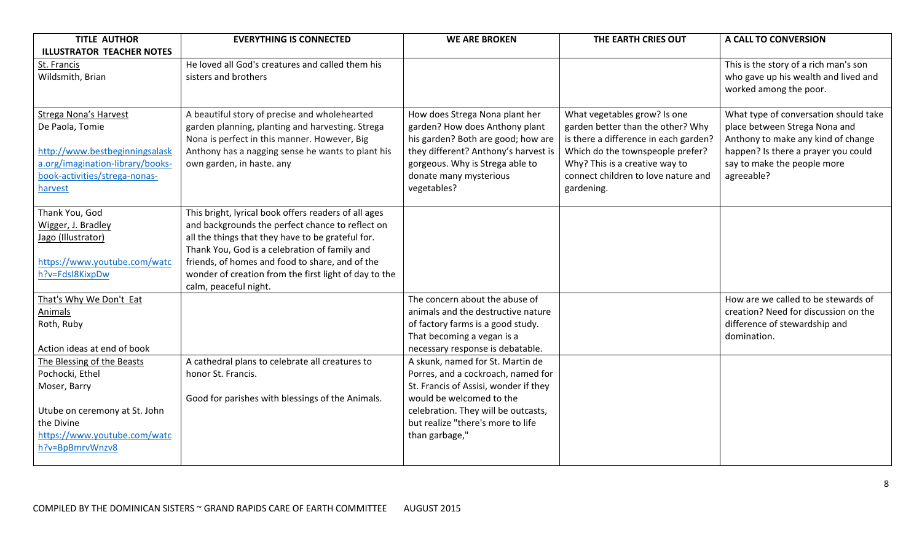| TITLE AUTHOR ILLUSTRATOR TEACHER NOTES | EVERYTHING IS CONNECTED | WE ARE BROKEN | THE EARTH CRIES OUT | A CALL TO CONVERSION |
|---|---|---|---|---|
| St. Francis<br>Wildsmith, Brian | He loved all God's creatures and called them his sisters and brothers | | | This is the story of a rich man's son who gave up his wealth and lived and worked among the poor. |
| Strega Nona's Harvest<br>De Paola, Tomie<br><br>http://www.bestbeginningsalaska.org/imagination-library/books-book-activities/strega-nonas-harvest | A beautiful story of precise and wholehearted garden planning, planting and harvesting. Strega Nona is perfect in this manner. However, Big Anthony has a nagging sense he wants to plant his own garden, in haste. any | How does Strega Nona plant her garden? How does Anthony plant his garden? Both are good; how are they different? Anthony's harvest is gorgeous. Why is Strega able to donate many mysterious vegetables? | What vegetables grow? Is one garden better than the other? Why is there a difference in each garden? Which do the townspeople prefer? Why? This is a creative way to connect children to love nature and gardening. | What type of conversation should take place between Strega Nona and Anthony to make any kind of change happen? Is there a prayer you could say to make the people more agreeable? |
| Thank You, God<br>Wigger, J. Bradley<br>Jago (Illustrator)<br><br>https://www.youtube.com/watch?v=FdsI8KixpDw | This bright, lyrical book offers readers of all ages and backgrounds the perfect chance to reflect on all the things that they have to be grateful for. Thank You, God is a celebration of family and friends, of homes and food to share, and of the wonder of creation from the first light of day to the calm, peaceful night. | | | |
| That's Why We Don't Eat Animals<br>Roth, Ruby<br><br>Action ideas at end of book | | The concern about the abuse of animals and the destructive nature of factory farms is a good study. That becoming a vegan is a necessary response is debatable. | | How are we called to be stewards of creation? Need for discussion on the difference of stewardship and domination. |
| The Blessing of the Beasts<br>Pochocki, Ethel<br>Moser, Barry<br><br>Utube on ceremony at St. John the Divine<br>https://www.youtube.com/watch?v=BpBmrvWnzv8 | A cathedral plans to celebrate all creatures to honor St. Francis.<br><br>Good for parishes with blessings of the Animals. | A skunk, named for St. Martin de Porres, and a cockroach, named for St. Francis of Assisi, wonder if they would be welcomed to the celebration. They will be outcasts, but realize "there's more to life than garbage," | | |

COMPILED BY THE DOMINICAN SISTERS ~ GRAND RAPIDS CARE OF EARTH COMMITTEE AUGUST 2015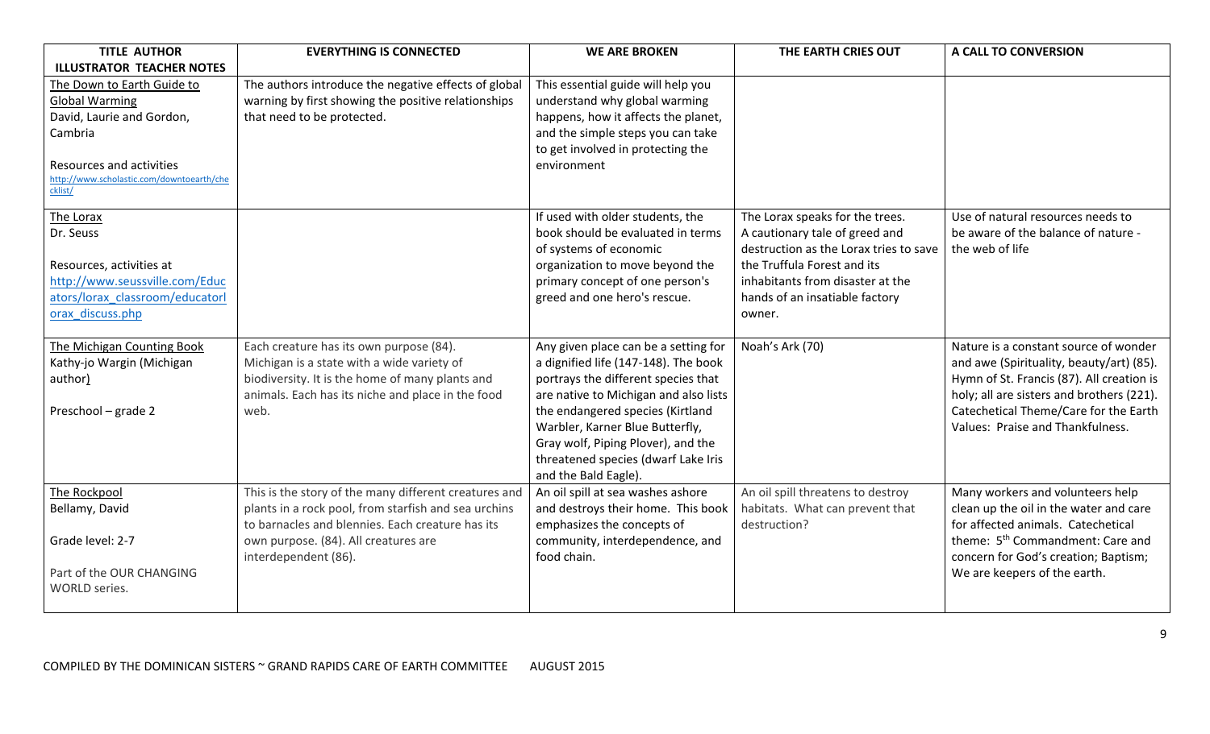| TITLE AUTHOR ILLUSTRATOR TEACHER NOTES | EVERYTHING IS CONNECTED | WE ARE BROKEN | THE EARTH CRIES OUT | A CALL TO CONVERSION |
|---|---|---|---|---|
| The Down to Earth Guide to Global Warming<br>David, Laurie and Gordon, Cambria<br><br>Resources and activities<br>http://www.scholastic.com/downtoearth/checklist/ | The authors introduce the negative effects of global warning by first showing the positive relationships that need to be protected. | This essential guide will help you understand why global warming happens, how it affects the planet, and the simple steps you can take to get involved in protecting the environment | | |
| The Lorax<br>Dr. Seuss<br><br>Resources, activities at http://www.seussville.com/Educators/lorax_classroom/educatorlorax_discuss.php | | If used with older students, the book should be evaluated in terms of systems of economic organization to move beyond the primary concept of one person's greed and one hero's rescue. | The Lorax speaks for the trees. A cautionary tale of greed and destruction as the Lorax tries to save the Truffula Forest and its inhabitants from disaster at the hands of an insatiable factory owner. | Use of natural resources needs to be aware of the balance of nature - the web of life |
| The Michigan Counting Book<br>Kathy-jo Wargin (Michigan author)<br><br>Preschool – grade 2 | Each creature has its own purpose (84). Michigan is a state with a wide variety of biodiversity. It is the home of many plants and animals. Each has its niche and place in the food web. | Any given place can be a setting for a dignified life (147-148). The book portrays the different species that are native to Michigan and also lists the endangered species (Kirtland Warbler, Karner Blue Butterfly, Gray wolf, Piping Plover), and the threatened species (dwarf Lake Iris and the Bald Eagle). | Noah's Ark (70) | Nature is a constant source of wonder and awe (Spirituality, beauty/art) (85). Hymn of St. Francis (87). All creation is holy; all are sisters and brothers (221). Catechetical Theme/Care for the Earth Values: Praise and Thankfulness. |
| The Rockpool<br>Bellamy, David<br><br>Grade level: 2-7<br><br>Part of the OUR CHANGING WORLD series. | This is the story of the many different creatures and plants in a rock pool, from starfish and sea urchins to barnacles and blennies. Each creature has its own purpose. (84). All creatures are interdependent (86). | An oil spill at sea washes ashore and destroys their home. This book emphasizes the concepts of community, interdependence, and food chain. | An oil spill threatens to destroy habitats. What can prevent that destruction? | Many workers and volunteers help clean up the oil in the water and care for affected animals. Catechetical theme: 5th Commandment: Care and concern for God's creation; Baptism; We are keepers of the earth. |

COMPILED BY THE DOMINICAN SISTERS ~ GRAND RAPIDS CARE OF EARTH COMMITTEE AUGUST 2015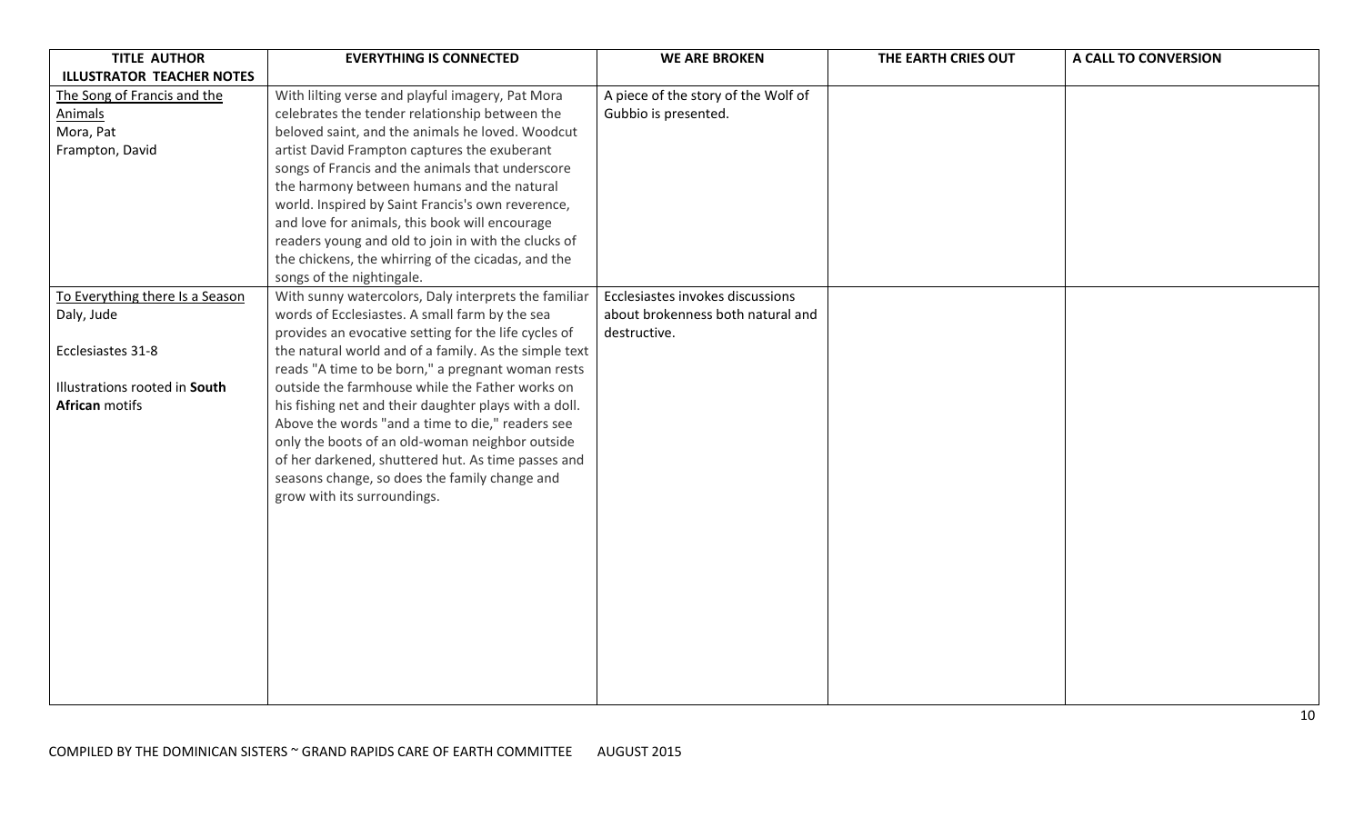| TITLE AUTHOR ILLUSTRATOR TEACHER NOTES | EVERYTHING IS CONNECTED | WE ARE BROKEN | THE EARTH CRIES OUT | A CALL TO CONVERSION |
|---|---|---|---|---|
| The Song of Francis and the Animals<br>Mora, Pat<br>Frampton, David | With lilting verse and playful imagery, Pat Mora celebrates the tender relationship between the beloved saint, and the animals he loved. Woodcut artist David Frampton captures the exuberant songs of Francis and the animals that underscore the harmony between humans and the natural world. Inspired by Saint Francis's own reverence, and love for animals, this book will encourage readers young and old to join in with the clucks of the chickens, the whirring of the cicadas, and the songs of the nightingale. | A piece of the story of the Wolf of Gubbio is presented. | | |
| To Everything there Is a Season<br>Daly, Jude<br><br>Ecclesiastes 31-8<br><br>Illustrations rooted in **South African** motifs | With sunny watercolors, Daly interprets the familiar words of Ecclesiastes. A small farm by the sea provides an evocative setting for the life cycles of the natural world and of a family. As the simple text reads "A time to be born," a pregnant woman rests outside the farmhouse while the Father works on his fishing net and their daughter plays with a doll. Above the words "and a time to die," readers see only the boots of an old-woman neighbor outside of her darkened, shuttered hut. As time passes and seasons change, so does the family change and grow with its surroundings. | Ecclesiastes invokes discussions about brokenness both natural and destructive. | | |

COMPILED BY THE DOMINICAN SISTERS ~ GRAND RAPIDS CARE OF EARTH COMMITTEE AUGUST 2015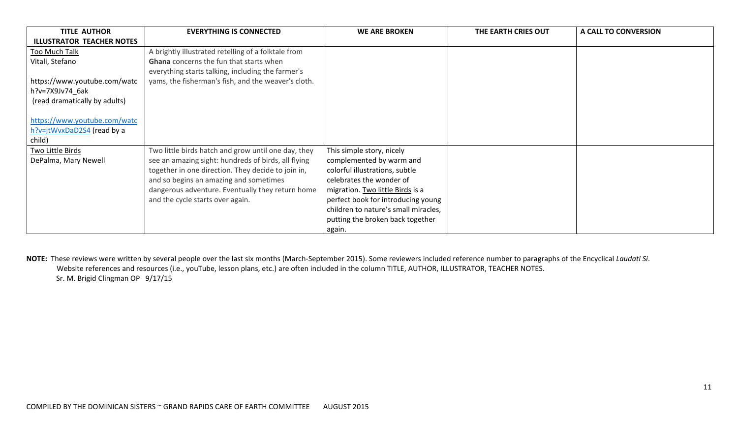| TITLE AUTHOR ILLUSTRATOR TEACHER NOTES | EVERYTHING IS CONNECTED | WE ARE BROKEN | THE EARTH CRIES OUT | A CALL TO CONVERSION |
|---|---|---|---|---|
| Too Much Talk<br>Vitali, Stefano<br><br>https://www.youtube.com/watch?v=7X9Jv74_6ak<br>(read dramatically by adults)<br><br>https://www.youtube.com/watch?v=jtWvxDaD2S4 (read by a child) | A brightly illustrated retelling of a folktale from **Ghana** concerns the fun that starts when everything starts talking, including the farmer's yams, the fisherman's fish, and the weaver's cloth. | | | |
| Two Little Birds<br>DePalma, Mary Newell | Two little birds hatch and grow until one day, they see an amazing sight: hundreds of birds, all flying together in one direction. They decide to join in, and so begins an amazing and sometimes dangerous adventure. Eventually they return home and the cycle starts over again. | This simple story, nicely complemented by warm and colorful illustrations, subtle celebrates the wonder of migration. Two little Birds is a perfect book for introducing young children to nature's small miracles, putting the broken back together again. | | |

**NOTE:** These reviews were written by several people over the last six months (March-September 2015). Some reviewers included reference number to paragraphs of the Encyclical *Laudati Si*. Website references and resources (i.e., youTube, lesson plans, etc.) are often included in the column TITLE, AUTHOR, ILLUSTRATOR, TEACHER NOTES.
Sr. M. Brigid Clingman OP 9/17/15